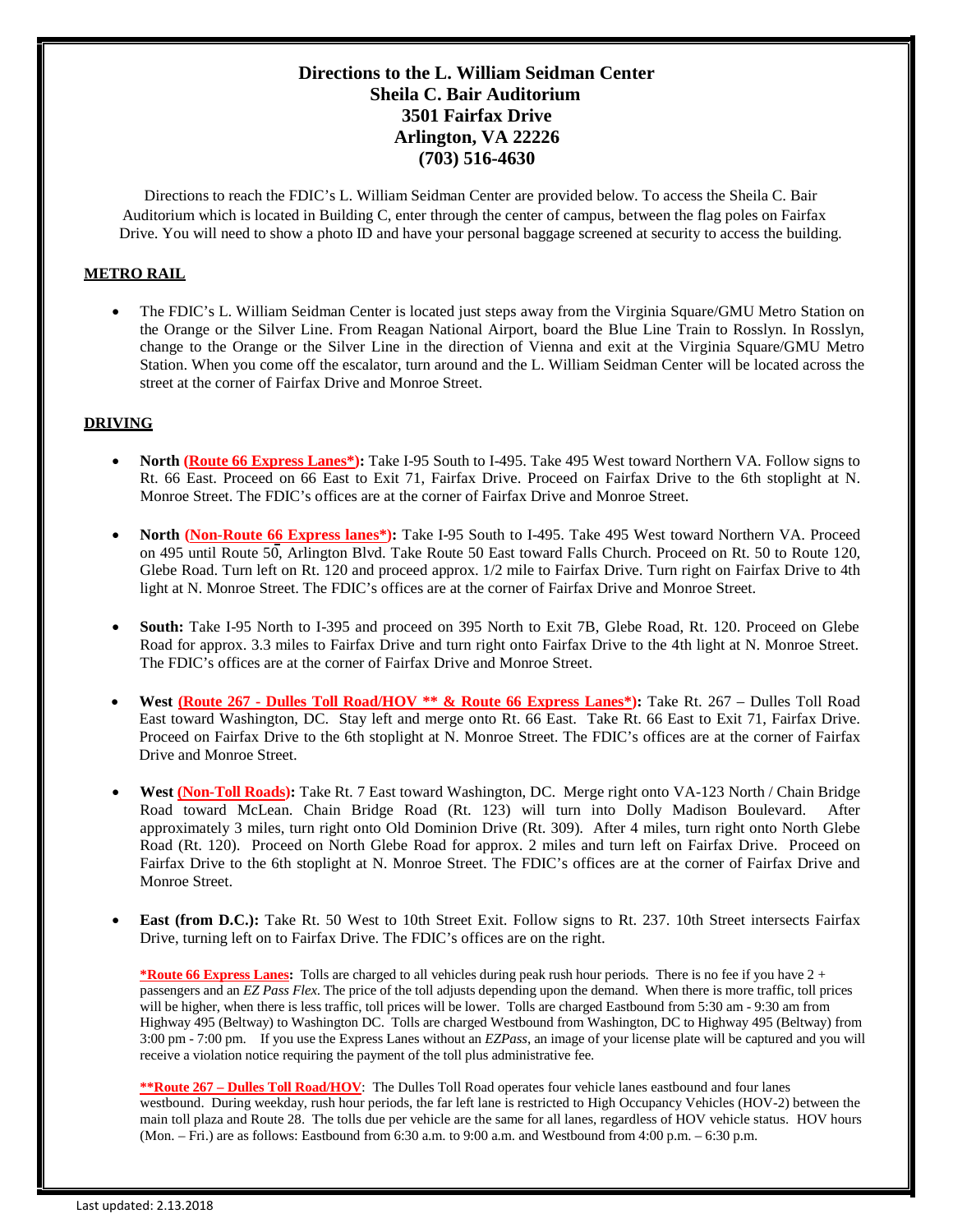# Directions to the L. William Seidman Center
## Sheila C. Bair Auditorium
## 3501 Fairfax Drive
## Arlington, VA 22226
## (703) 516-4630

Directions to reach the FDIC's L. William Seidman Center are provided below. To access the Sheila C. Bair Auditorium which is located in Building C, enter through the center of campus, between the flag poles on Fairfax Drive. You will need to show a photo ID and have your personal baggage screened at security to access the building.

### METRO RAIL

- The FDIC's L. William Seidman Center is located just steps away from the Virginia Square/GMU Metro Station on the Orange or the Silver Line. From Reagan National Airport, board the Blue Line Train to Rosslyn. In Rosslyn, change to the Orange or the Silver Line in the direction of Vienna and exit at the Virginia Square/GMU Metro Station. When you come off the escalator, turn around and the L. William Seidman Center will be located across the street at the corner of Fairfax Drive and Monroe Street.

### DRIVING

- **North (Route 66 Express Lanes*):** Take I-95 South to I-495. Take 495 West toward Northern VA. Follow signs to Rt. 66 East. Proceed on 66 East to Exit 71, Fairfax Drive. Proceed on Fairfax Drive to the 6th stoplight at N. Monroe Street. The FDIC's offices are at the corner of Fairfax Drive and Monroe Street.

- **North (Non-Route 66 Express lanes*):** Take I-95 South to I-495. Take 495 West toward Northern VA. Proceed on 495 until Route 50, Arlington Blvd. Take Route 50 East toward Falls Church. Proceed on Rt. 50 to Route 120, Glebe Road. Turn left on Rt. 120 and proceed approx. 1/2 mile to Fairfax Drive. Turn right on Fairfax Drive to 4th light at N. Monroe Street. The FDIC's offices are at the corner of Fairfax Drive and Monroe Street.

- **South:** Take I-95 North to I-395 and proceed on 395 North to Exit 7B, Glebe Road, Rt. 120. Proceed on Glebe Road for approx. 3.3 miles to Fairfax Drive and turn right onto Fairfax Drive to the 4th light at N. Monroe Street. The FDIC's offices are at the corner of Fairfax Drive and Monroe Street.

- **West (Route 267 - Dulles Toll Road/HOV ** & Route 66 Express Lanes*):** Take Rt. 267 – Dulles Toll Road East toward Washington, DC. Stay left and merge onto Rt. 66 East. Take Rt. 66 East to Exit 71, Fairfax Drive. Proceed on Fairfax Drive to the 6th stoplight at N. Monroe Street. The FDIC's offices are at the corner of Fairfax Drive and Monroe Street.

- **West (Non-Toll Roads):** Take Rt. 7 East toward Washington, DC. Merge right onto VA-123 North / Chain Bridge Road toward McLean. Chain Bridge Road (Rt. 123) will turn into Dolly Madison Boulevard. After approximately 3 miles, turn right onto Old Dominion Drive (Rt. 309). After 4 miles, turn right onto North Glebe Road (Rt. 120). Proceed on North Glebe Road for approx. 2 miles and turn left on Fairfax Drive. Proceed on Fairfax Drive to the 6th stoplight at N. Monroe Street. The FDIC's offices are at the corner of Fairfax Drive and Monroe Street.

- **East (from D.C.):** Take Rt. 50 West to 10th Street Exit. Follow signs to Rt. 237. 10th Street intersects Fairfax Drive, turning left on to Fairfax Drive. The FDIC's offices are on the right.

**\*Route 66 Express Lanes:** Tolls are charged to all vehicles during peak rush hour periods. There is no fee if you have 2 + passengers and an *EZ Pass Flex*. The price of the toll adjusts depending upon the demand. When there is more traffic, toll prices will be higher, when there is less traffic, toll prices will be lower. Tolls are charged Eastbound from 5:30 am - 9:30 am from Highway 495 (Beltway) to Washington DC. Tolls are charged Westbound from Washington, DC to Highway 495 (Beltway) from 3:00 pm - 7:00 pm. If you use the Express Lanes without an *EZPass*, an image of your license plate will be captured and you will receive a violation notice requiring the payment of the toll plus administrative fee.

**\*\*Route 267 – Dulles Toll Road/HOV**: The Dulles Toll Road operates four vehicle lanes eastbound and four lanes westbound. During weekday, rush hour periods, the far left lane is restricted to High Occupancy Vehicles (HOV-2) between the main toll plaza and Route 28. The tolls due per vehicle are the same for all lanes, regardless of HOV vehicle status. HOV hours (Mon. – Fri.) are as follows: Eastbound from 6:30 a.m. to 9:00 a.m. and Westbound from 4:00 p.m. – 6:30 p.m.

Last updated: 2.13.2018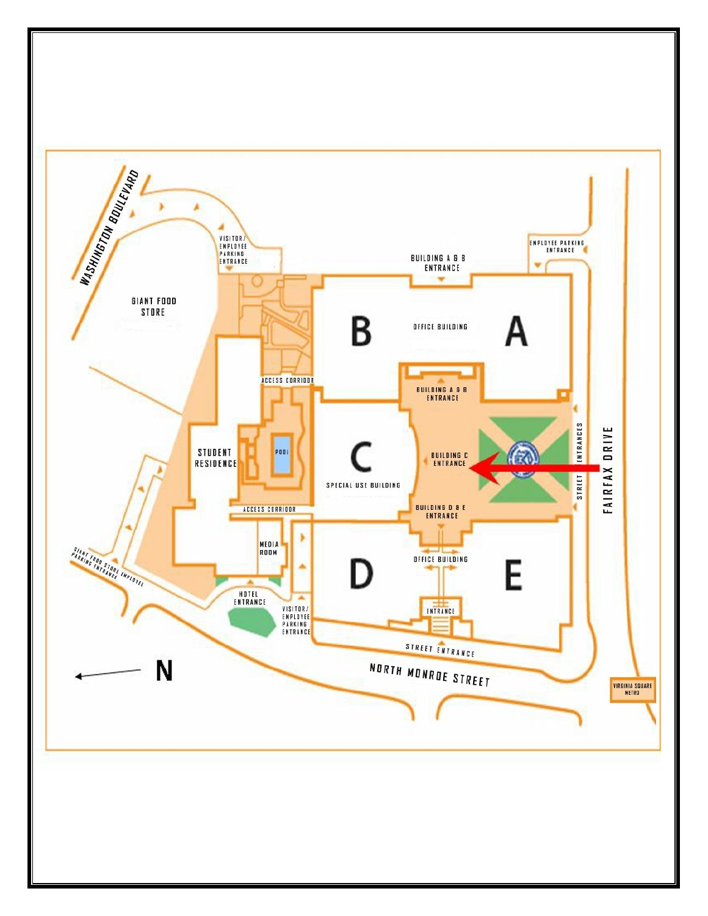WASHINGTON BOULEVARD

GIANT FOOD STORE

VISITOR/ EMPLOYEE PARKING ENTRANCE

BUILDING A & B ENTRANCE

EMPLOYEE PARKING ENTRANCE

B

OFFICE BUILDING

A

ACCESS CORRIDOR

BUILDING A & B ENTRANCE

STUDENT RESIDENCE

POOL

C

SPECIAL USE BUILDING

BUILDING C ENTRANCE

STREET ENTRANCES

FAIRFAX DRIVE

ACCESS CORRIDOR

BUILDING D & E ENTRANCE

MEDIA ROOM

OFFICE BUILDING

D

E

GIANT FOOD STORE EMPLOYEE PARKING ENTRANCE

HOTEL ENTRANCE

VISITOR/ EMPLOYEE PARKING ENTRANCE

ENTRANCE

STREET ENTRANCE

N

NORTH MONROE STREET

VIRGINIA SQUARE METRO